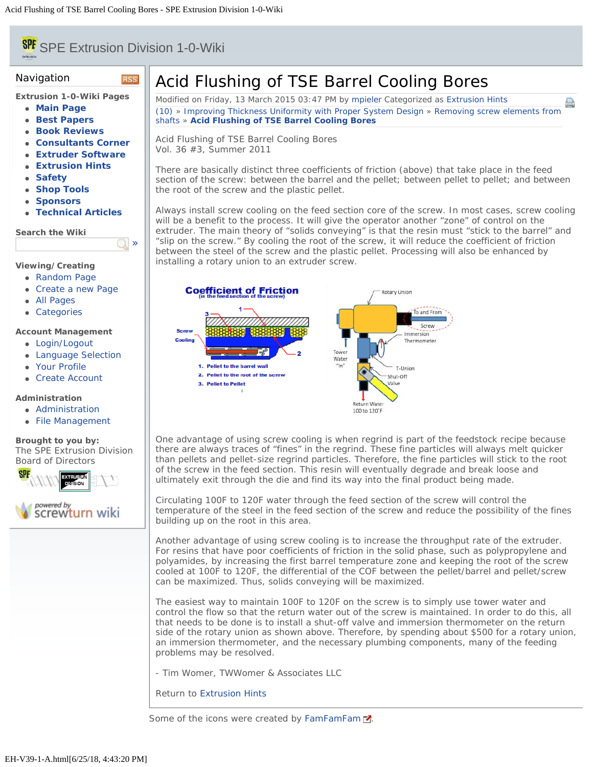# Acid Flushing of TSE Barrel Cooling Bores

Modified on Friday, 13 March 2015 03:47 PM by mpieler Categorized as Extrusion Hints

(10) » Improving Thickness Uniformity with Proper System Design » Removing screw elements from shafts » **Acid Flushing of TSE Barrel Cooling Bores**

Acid Flushing of TSE Barrel Cooling Bores
Vol. 36 #3, Summer 2011

There are basically distinct three coefficients of friction (above) that take place in the feed section of the screw: between the barrel and the pellet; between pellet to pellet; and between the root of the screw and the plastic pellet.

Always install screw cooling on the feed section core of the screw. In most cases, screw cooling will be a benefit to the process. It will give the operator another "zone" of control on the extruder. The main theory of "solids conveying" is that the resin must "stick to the barrel" and "slip on the screw." By cooling the root of the screw, it will reduce the coefficient of friction between the steel of the screw and the plastic pellet. Processing will also be enhanced by installing a rotary union to an extruder screw.

One advantage of using screw cooling is when regrind is part of the feedstock recipe because there are always traces of "fines" in the regrind. These fine particles will always melt quicker than pellets and pellet-size regrind particles. Therefore, the fine particles will stick to the root of the screw in the feed section. This resin will eventually degrade and break loose and ultimately exit through the die and find its way into the final product being made.

Circulating 100F to 120F water through the feed section of the screw will control the temperature of the steel in the feed section of the screw and reduce the possibility of the fines building up on the root in this area.

Another advantage of using screw cooling is to increase the throughput rate of the extruder. For resins that have poor coefficients of friction in the solid phase, such as polypropylene and polyamides, by increasing the first barrel temperature zone and keeping the root of the screw cooled at 100F to 120F, the differential of the COF between the pellet/barrel and pellet/screw can be maximized. Thus, solids conveying will be maximized.

The easiest way to maintain 100F to 120F on the screw is to simply use tower water and control the flow so that the return water out of the screw is maintained. In order to do this, all that needs to be done is to install a shut-off valve and immersion thermometer on the return side of the rotary union as shown above. Therefore, by spending about $500 for a rotary union, an immersion thermometer, and the necessary plumbing components, many of the feeding problems may be resolved.

- Tim Womer, TWWomer & Associates LLC

Return to Extrusion Hints